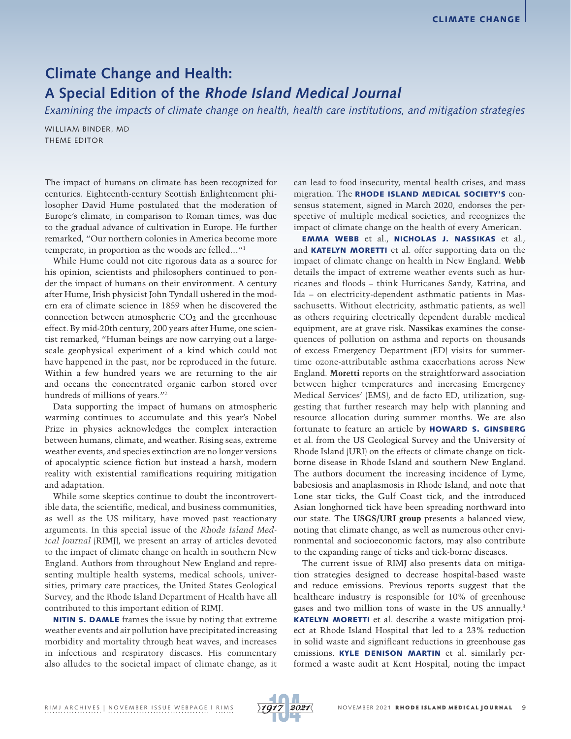# Climate Change and Health: A Special Edition of the *Rhode Island Medical Journal*

*Examining the impacts of climate change on health, health care institutions, and mitigation strategies*

WILLIAM BINDER, MD
THEME EDITOR

The impact of humans on climate has been recognized for centuries. Eighteenth-century Scottish Enlightenment philosopher David Hume postulated that the moderation of Europe's climate, in comparison to Roman times, was due to the gradual advance of cultivation in Europe. He further remarked, "Our northern colonies in America become more temperate, in proportion as the woods are felled…"[1]

While Hume could not cite rigorous data as a source for his opinion, scientists and philosophers continued to ponder the impact of humans on their environment. A century after Hume, Irish physicist John Tyndall ushered in the modern era of climate science in 1859 when he discovered the connection between atmospheric $CO_2$ and the greenhouse effect. By mid-20th century, 200 years after Hume, one scientist remarked, "Human beings are now carrying out a large-scale geophysical experiment of a kind which could not have happened in the past, nor be reproduced in the future. Within a few hundred years we are returning to the air and oceans the concentrated organic carbon stored over hundreds of millions of years."[2]

Data supporting the impact of humans on atmospheric warming continues to accumulate and this year's Nobel Prize in physics acknowledges the complex interaction between humans, climate, and weather. Rising seas, extreme weather events, and species extinction are no longer versions of apocalyptic science fiction but instead a harsh, modern reality with existential ramifications requiring mitigation and adaptation.

While some skeptics continue to doubt the incontrovertible data, the scientific, medical, and business communities, as well as the US military, have moved past reactionary arguments. In this special issue of the *Rhode Island Medical Journal* (RIMJ), we present an array of articles devoted to the impact of climate change on health in southern New England. Authors from throughout New England and representing multiple health systems, medical schools, universities, primary care practices, the United States Geological Survey, and the Rhode Island Department of Health have all contributed to this important edition of RIMJ.

**NITIN S. DAMLE** frames the issue by noting that extreme weather events and air pollution have precipitated increasing morbidity and mortality through heat waves, and increases in infectious and respiratory diseases. His commentary also alludes to the societal impact of climate change, as it can lead to food insecurity, mental health crises, and mass migration. The **RHODE ISLAND MEDICAL SOCIETY'S** consensus statement, signed in March 2020, endorses the perspective of multiple medical societies, and recognizes the impact of climate change on the health of every American.

**EMMA WEBB** et al., **NICHOLAS J. NASSIKAS** et al., and **KATELYN MORETTI** et al. offer supporting data on the impact of climate change on health in New England. **Webb** details the impact of extreme weather events such as hurricanes and floods – think Hurricanes Sandy, Katrina, and Ida – on electricity-dependent asthmatic patients in Massachusetts. Without electricity, asthmatic patients, as well as others requiring electrically dependent durable medical equipment, are at grave risk. **Nassikas** examines the consequences of pollution on asthma and reports on thousands of excess Emergency Department (ED) visits for summertime ozone-attributable asthma exacerbations across New England. **Moretti** reports on the straightforward association between higher temperatures and increasing Emergency Medical Services' (EMS), and de facto ED, utilization, suggesting that further research may help with planning and resource allocation during summer months. We are also fortunate to feature an article by **HOWARD S. GINSBERG** et al. from the US Geological Survey and the University of Rhode Island (URI) on the effects of climate change on tick-borne disease in Rhode Island and southern New England. The authors document the increasing incidence of Lyme, babesiosis and anaplasmosis in Rhode Island, and note that Lone star ticks, the Gulf Coast tick, and the introduced Asian longhorned tick have been spreading northward into our state. The **USGS/URI group** presents a balanced view, noting that climate change, as well as numerous other environmental and socioeconomic factors, may also contribute to the expanding range of ticks and tick-borne diseases.

The current issue of RIMJ also presents data on mitigation strategies designed to decrease hospital-based waste and reduce emissions. Previous reports suggest that the healthcare industry is responsible for 10% of greenhouse gases and two million tons of waste in the US annually.[3] **KATELYN MORETTI** et al. describe a waste mitigation project at Rhode Island Hospital that led to a 23% reduction in solid waste and significant reductions in greenhouse gas emissions. **KYLE DENISON MARTIN** et al. similarly performed a waste audit at Kent Hospital, noting the impact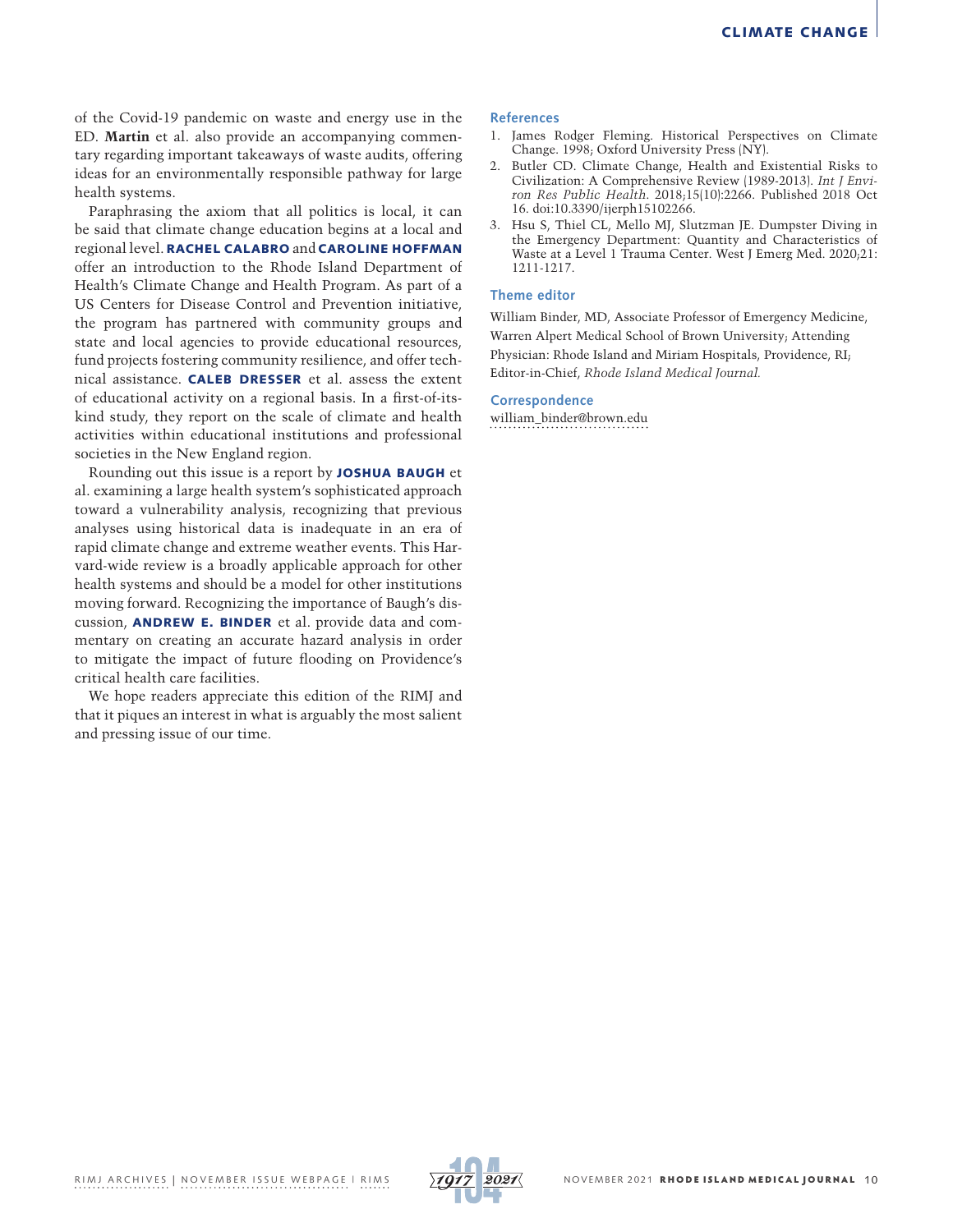of the Covid-19 pandemic on waste and energy use in the ED. **Martin** et al. also provide an accompanying commentary regarding important takeaways of waste audits, offering ideas for an environmentally responsible pathway for large health systems.

Paraphrasing the axiom that all politics is local, it can be said that climate change education begins at a local and regional level. **RACHEL CALABRO** and **CAROLINE HOFFMAN** offer an introduction to the Rhode Island Department of Health's Climate Change and Health Program. As part of a US Centers for Disease Control and Prevention initiative, the program has partnered with community groups and state and local agencies to provide educational resources, fund projects fostering community resilience, and offer technical assistance. **CALEB DRESSER** et al. assess the extent of educational activity on a regional basis. In a first-of-its-kind study, they report on the scale of climate and health activities within educational institutions and professional societies in the New England region.

Rounding out this issue is a report by **JOSHUA BAUGH** et al. examining a large health system's sophisticated approach toward a vulnerability analysis, recognizing that previous analyses using historical data is inadequate in an era of rapid climate change and extreme weather events. This Harvard-wide review is a broadly applicable approach for other health systems and should be a model for other institutions moving forward. Recognizing the importance of Baugh's discussion, **ANDREW E. BINDER** et al. provide data and commentary on creating an accurate hazard analysis in order to mitigate the impact of future flooding on Providence's critical health care facilities.

We hope readers appreciate this edition of the RIMJ and that it piques an interest in what is arguably the most salient and pressing issue of our time.

### References

1. James Rodger Fleming. Historical Perspectives on Climate Change. 1998; Oxford University Press (NY).
2. Butler CD. Climate Change, Health and Existential Risks to Civilization: A Comprehensive Review (1989-2013). *Int J Environ Res Public Health*. 2018;15(10):2266. Published 2018 Oct 16. doi:10.3390/ijerph15102266.
3. Hsu S, Thiel CL, Mello MJ, Slutzman JE. Dumpster Diving in the Emergency Department: Quantity and Characteristics of Waste at a Level 1 Trauma Center. West J Emerg Med. 2020;21: 1211-1217.

### Theme editor

William Binder, MD, Associate Professor of Emergency Medicine, Warren Alpert Medical School of Brown University; Attending Physician: Rhode Island and Miriam Hospitals, Providence, RI; Editor-in-Chief, *Rhode Island Medical Journal.*

### Correspondence

william_binder@brown.edu